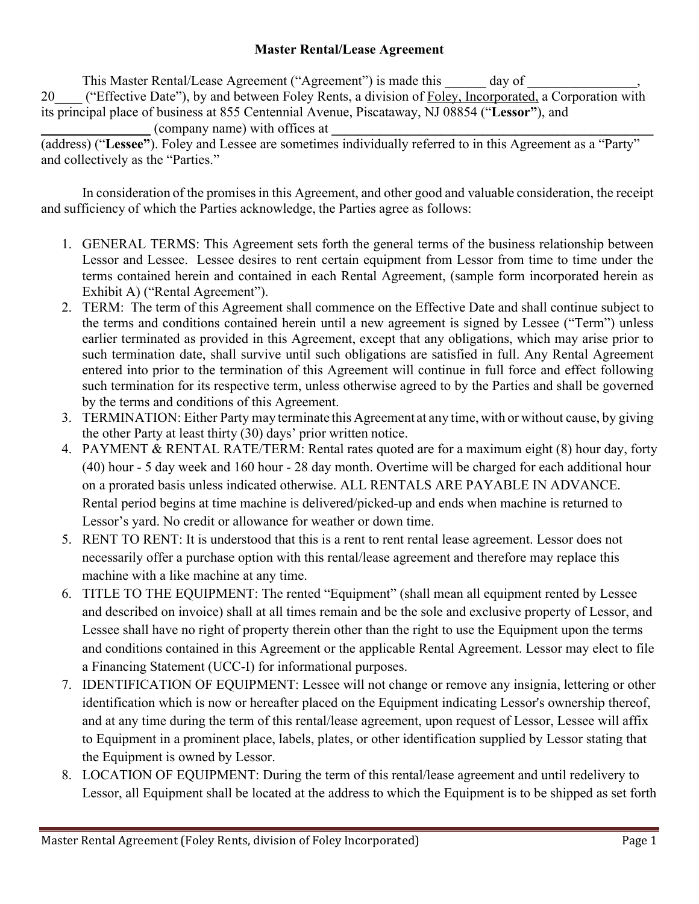# Master Rental/Lease Agreement

This Master Rental/Lease Agreement ("Agreement") is made this ______ day of ________________, 20____ ("Effective Date"), by and between Foley Rents, a division of Foley, Incorporated, a Corporation with its principal place of business at 855 Centennial Avenue, Piscataway, NJ 08854 ("**Lessor**"), and ________________ (company name) with offices at __________________________________________________ (address) ("**Lessee**"). Foley and Lessee are sometimes individually referred to in this Agreement as a "Party" and collectively as the "Parties."

In consideration of the promises in this Agreement, and other good and valuable consideration, the receipt and sufficiency of which the Parties acknowledge, the Parties agree as follows:

1. GENERAL TERMS: This Agreement sets forth the general terms of the business relationship between Lessor and Lessee. Lessee desires to rent certain equipment from Lessor from time to time under the terms contained herein and contained in each Rental Agreement, (sample form incorporated herein as Exhibit A) ("Rental Agreement").
2. TERM: The term of this Agreement shall commence on the Effective Date and shall continue subject to the terms and conditions contained herein until a new agreement is signed by Lessee ("Term") unless earlier terminated as provided in this Agreement, except that any obligations, which may arise prior to such termination date, shall survive until such obligations are satisfied in full. Any Rental Agreement entered into prior to the termination of this Agreement will continue in full force and effect following such termination for its respective term, unless otherwise agreed to by the Parties and shall be governed by the terms and conditions of this Agreement.
3. TERMINATION: Either Party may terminate this Agreement at any time, with or without cause, by giving the other Party at least thirty (30) days' prior written notice.
4. PAYMENT & RENTAL RATE/TERM: Rental rates quoted are for a maximum eight (8) hour day, forty (40) hour - 5 day week and 160 hour - 28 day month. Overtime will be charged for each additional hour on a prorated basis unless indicated otherwise. ALL RENTALS ARE PAYABLE IN ADVANCE. Rental period begins at time machine is delivered/picked-up and ends when machine is returned to Lessor's yard. No credit or allowance for weather or down time.
5. RENT TO RENT: It is understood that this is a rent to rent rental lease agreement. Lessor does not necessarily offer a purchase option with this rental/lease agreement and therefore may replace this machine with a like machine at any time.
6. TITLE TO THE EQUIPMENT: The rented "Equipment" (shall mean all equipment rented by Lessee and described on invoice) shall at all times remain and be the sole and exclusive property of Lessor, and Lessee shall have no right of property therein other than the right to use the Equipment upon the terms and conditions contained in this Agreement or the applicable Rental Agreement. Lessor may elect to file a Financing Statement (UCC-I) for informational purposes.
7. IDENTIFICATION OF EQUIPMENT: Lessee will not change or remove any insignia, lettering or other identification which is now or hereafter placed on the Equipment indicating Lessor's ownership thereof, and at any time during the term of this rental/lease agreement, upon request of Lessor, Lessee will affix to Equipment in a prominent place, labels, plates, or other identification supplied by Lessor stating that the Equipment is owned by Lessor.
8. LOCATION OF EQUIPMENT: During the term of this rental/lease agreement and until redelivery to Lessor, all Equipment shall be located at the address to which the Equipment is to be shipped as set forth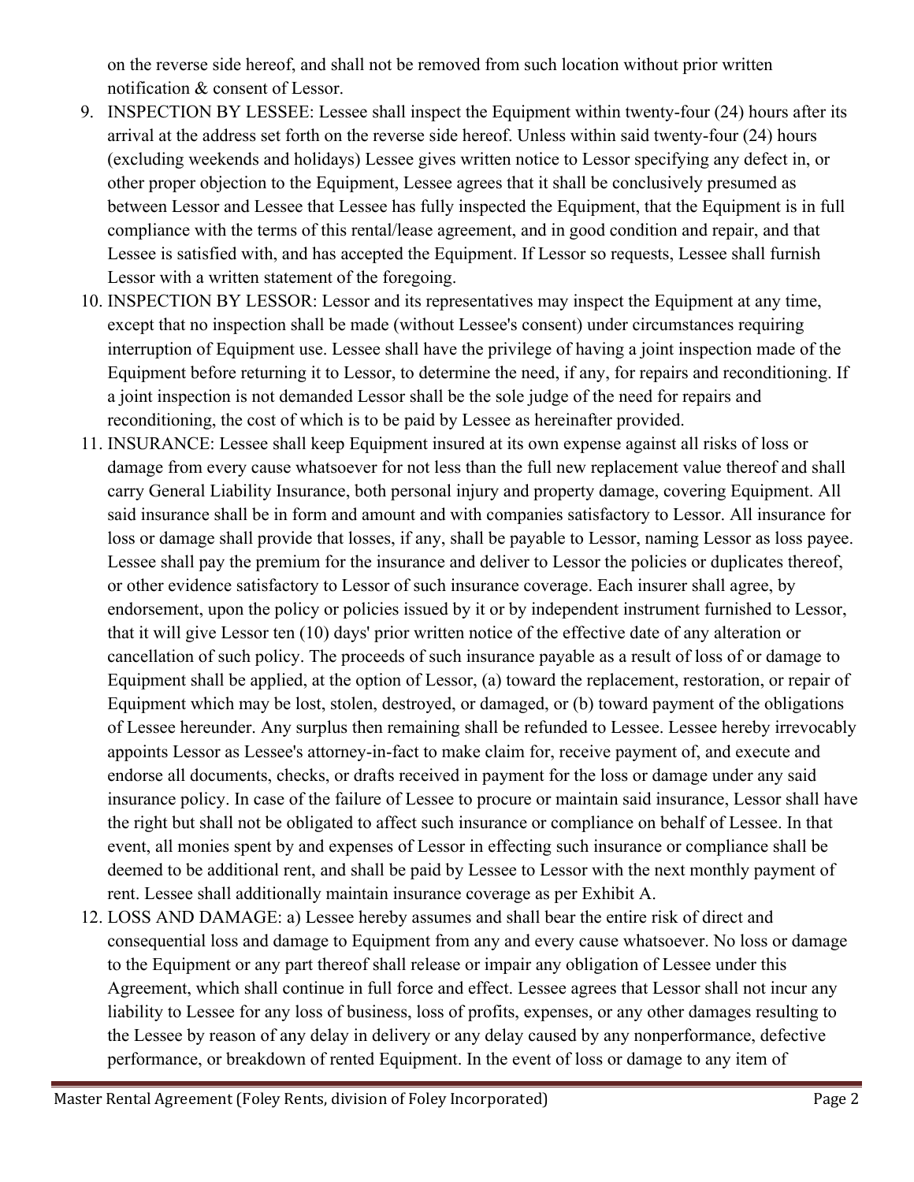on the reverse side hereof, and shall not be removed from such location without prior written notification & consent of Lessor.

9. INSPECTION BY LESSEE: Lessee shall inspect the Equipment within twenty-four (24) hours after its arrival at the address set forth on the reverse side hereof. Unless within said twenty-four (24) hours (excluding weekends and holidays) Lessee gives written notice to Lessor specifying any defect in, or other proper objection to the Equipment, Lessee agrees that it shall be conclusively presumed as between Lessor and Lessee that Lessee has fully inspected the Equipment, that the Equipment is in full compliance with the terms of this rental/lease agreement, and in good condition and repair, and that Lessee is satisfied with, and has accepted the Equipment. If Lessor so requests, Lessee shall furnish Lessor with a written statement of the foregoing.
10. INSPECTION BY LESSOR: Lessor and its representatives may inspect the Equipment at any time, except that no inspection shall be made (without Lessee's consent) under circumstances requiring interruption of Equipment use. Lessee shall have the privilege of having a joint inspection made of the Equipment before returning it to Lessor, to determine the need, if any, for repairs and reconditioning. If a joint inspection is not demanded Lessor shall be the sole judge of the need for repairs and reconditioning, the cost of which is to be paid by Lessee as hereinafter provided.
11. INSURANCE: Lessee shall keep Equipment insured at its own expense against all risks of loss or damage from every cause whatsoever for not less than the full new replacement value thereof and shall carry General Liability Insurance, both personal injury and property damage, covering Equipment. All said insurance shall be in form and amount and with companies satisfactory to Lessor. All insurance for loss or damage shall provide that losses, if any, shall be payable to Lessor, naming Lessor as loss payee. Lessee shall pay the premium for the insurance and deliver to Lessor the policies or duplicates thereof, or other evidence satisfactory to Lessor of such insurance coverage. Each insurer shall agree, by endorsement, upon the policy or policies issued by it or by independent instrument furnished to Lessor, that it will give Lessor ten (10) days' prior written notice of the effective date of any alteration or cancellation of such policy. The proceeds of such insurance payable as a result of loss of or damage to Equipment shall be applied, at the option of Lessor, (a) toward the replacement, restoration, or repair of Equipment which may be lost, stolen, destroyed, or damaged, or (b) toward payment of the obligations of Lessee hereunder. Any surplus then remaining shall be refunded to Lessee. Lessee hereby irrevocably appoints Lessor as Lessee's attorney-in-fact to make claim for, receive payment of, and execute and endorse all documents, checks, or drafts received in payment for the loss or damage under any said insurance policy. In case of the failure of Lessee to procure or maintain said insurance, Lessor shall have the right but shall not be obligated to affect such insurance or compliance on behalf of Lessee. In that event, all monies spent by and expenses of Lessor in effecting such insurance or compliance shall be deemed to be additional rent, and shall be paid by Lessee to Lessor with the next monthly payment of rent. Lessee shall additionally maintain insurance coverage as per Exhibit A.
12. LOSS AND DAMAGE: a) Lessee hereby assumes and shall bear the entire risk of direct and consequential loss and damage to Equipment from any and every cause whatsoever. No loss or damage to the Equipment or any part thereof shall release or impair any obligation of Lessee under this Agreement, which shall continue in full force and effect. Lessee agrees that Lessor shall not incur any liability to Lessee for any loss of business, loss of profits, expenses, or any other damages resulting to the Lessee by reason of any delay in delivery or any delay caused by any nonperformance, defective performance, or breakdown of rented Equipment. In the event of loss or damage to any item of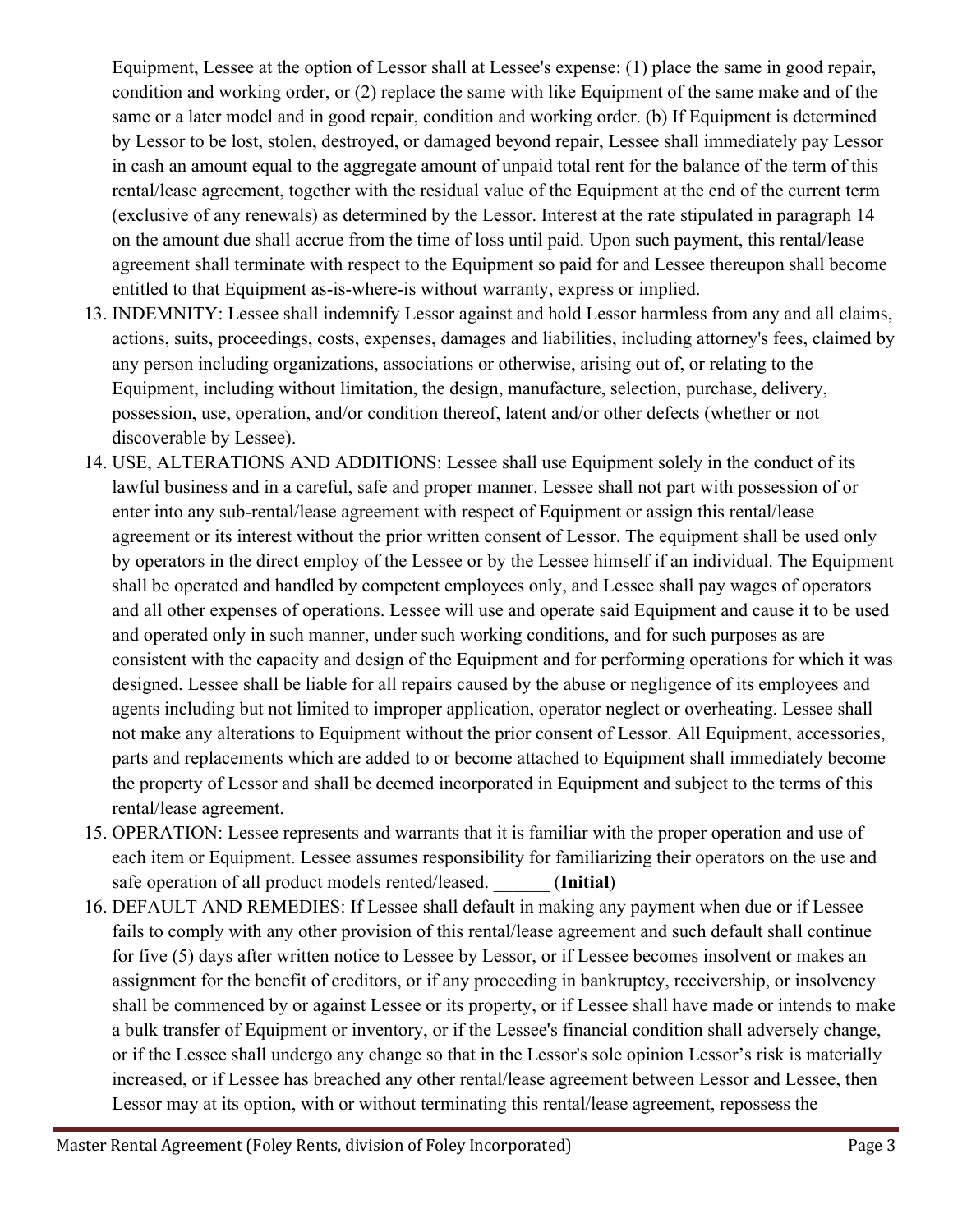Equipment, Lessee at the option of Lessor shall at Lessee's expense: (1) place the same in good repair, condition and working order, or (2) replace the same with like Equipment of the same make and of the same or a later model and in good repair, condition and working order. (b) If Equipment is determined by Lessor to be lost, stolen, destroyed, or damaged beyond repair, Lessee shall immediately pay Lessor in cash an amount equal to the aggregate amount of unpaid total rent for the balance of the term of this rental/lease agreement, together with the residual value of the Equipment at the end of the current term (exclusive of any renewals) as determined by the Lessor. Interest at the rate stipulated in paragraph 14 on the amount due shall accrue from the time of loss until paid. Upon such payment, this rental/lease agreement shall terminate with respect to the Equipment so paid for and Lessee thereupon shall become entitled to that Equipment as-is-where-is without warranty, express or implied.

13. INDEMNITY: Lessee shall indemnify Lessor against and hold Lessor harmless from any and all claims, actions, suits, proceedings, costs, expenses, damages and liabilities, including attorney's fees, claimed by any person including organizations, associations or otherwise, arising out of, or relating to the Equipment, including without limitation, the design, manufacture, selection, purchase, delivery, possession, use, operation, and/or condition thereof, latent and/or other defects (whether or not discoverable by Lessee).
14. USE, ALTERATIONS AND ADDITIONS: Lessee shall use Equipment solely in the conduct of its lawful business and in a careful, safe and proper manner. Lessee shall not part with possession of or enter into any sub-rental/lease agreement with respect of Equipment or assign this rental/lease agreement or its interest without the prior written consent of Lessor. The equipment shall be used only by operators in the direct employ of the Lessee or by the Lessee himself if an individual. The Equipment shall be operated and handled by competent employees only, and Lessee shall pay wages of operators and all other expenses of operations. Lessee will use and operate said Equipment and cause it to be used and operated only in such manner, under such working conditions, and for such purposes as are consistent with the capacity and design of the Equipment and for performing operations for which it was designed. Lessee shall be liable for all repairs caused by the abuse or negligence of its employees and agents including but not limited to improper application, operator neglect or overheating. Lessee shall not make any alterations to Equipment without the prior consent of Lessor. All Equipment, accessories, parts and replacements which are added to or become attached to Equipment shall immediately become the property of Lessor and shall be deemed incorporated in Equipment and subject to the terms of this rental/lease agreement.
15. OPERATION: Lessee represents and warrants that it is familiar with the proper operation and use of each item or Equipment. Lessee assumes responsibility for familiarizing their operators on the use and safe operation of all product models rented/leased. ______ (**Initial**)
16. DEFAULT AND REMEDIES: If Lessee shall default in making any payment when due or if Lessee fails to comply with any other provision of this rental/lease agreement and such default shall continue for five (5) days after written notice to Lessee by Lessor, or if Lessee becomes insolvent or makes an assignment for the benefit of creditors, or if any proceeding in bankruptcy, receivership, or insolvency shall be commenced by or against Lessee or its property, or if Lessee shall have made or intends to make a bulk transfer of Equipment or inventory, or if the Lessee's financial condition shall adversely change, or if the Lessee shall undergo any change so that in the Lessor's sole opinion Lessor's risk is materially increased, or if Lessee has breached any other rental/lease agreement between Lessor and Lessee, then Lessor may at its option, with or without terminating this rental/lease agreement, repossess the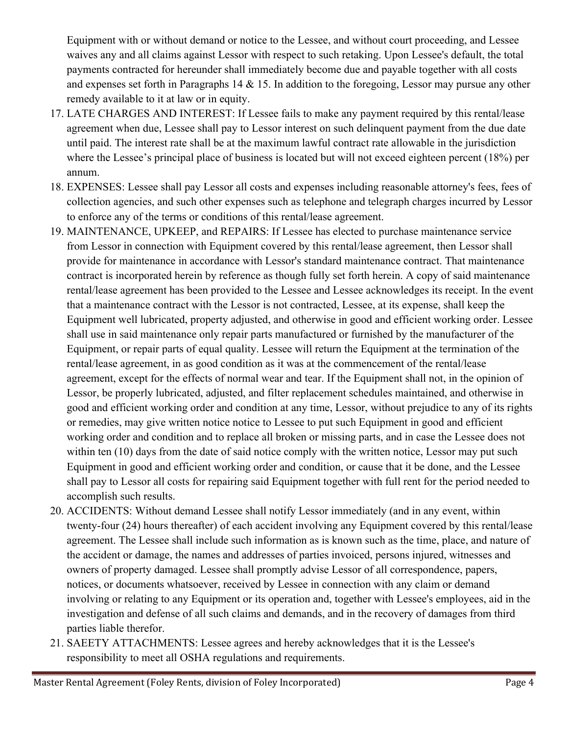Equipment with or without demand or notice to the Lessee, and without court proceeding, and Lessee waives any and all claims against Lessor with respect to such retaking. Upon Lessee's default, the total payments contracted for hereunder shall immediately become due and payable together with all costs and expenses set forth in Paragraphs 14 & 15. In addition to the foregoing, Lessor may pursue any other remedy available to it at law or in equity.

17. LATE CHARGES AND INTEREST: If Lessee fails to make any payment required by this rental/lease agreement when due, Lessee shall pay to Lessor interest on such delinquent payment from the due date until paid. The interest rate shall be at the maximum lawful contract rate allowable in the jurisdiction where the Lessee's principal place of business is located but will not exceed eighteen percent (18%) per annum.
18. EXPENSES: Lessee shall pay Lessor all costs and expenses including reasonable attorney's fees, fees of collection agencies, and such other expenses such as telephone and telegraph charges incurred by Lessor to enforce any of the terms or conditions of this rental/lease agreement.
19. MAINTENANCE, UPKEEP, and REPAIRS: If Lessee has elected to purchase maintenance service from Lessor in connection with Equipment covered by this rental/lease agreement, then Lessor shall provide for maintenance in accordance with Lessor's standard maintenance contract. That maintenance contract is incorporated herein by reference as though fully set forth herein. A copy of said maintenance rental/lease agreement has been provided to the Lessee and Lessee acknowledges its receipt. In the event that a maintenance contract with the Lessor is not contracted, Lessee, at its expense, shall keep the Equipment well lubricated, property adjusted, and otherwise in good and efficient working order. Lessee shall use in said maintenance only repair parts manufactured or furnished by the manufacturer of the Equipment, or repair parts of equal quality. Lessee will return the Equipment at the termination of the rental/lease agreement, in as good condition as it was at the commencement of the rental/lease agreement, except for the effects of normal wear and tear. If the Equipment shall not, in the opinion of Lessor, be properly lubricated, adjusted, and filter replacement schedules maintained, and otherwise in good and efficient working order and condition at any time, Lessor, without prejudice to any of its rights or remedies, may give written notice notice to Lessee to put such Equipment in good and efficient working order and condition and to replace all broken or missing parts, and in case the Lessee does not within ten (10) days from the date of said notice comply with the written notice, Lessor may put such Equipment in good and efficient working order and condition, or cause that it be done, and the Lessee shall pay to Lessor all costs for repairing said Equipment together with full rent for the period needed to accomplish such results.
20. ACCIDENTS: Without demand Lessee shall notify Lessor immediately (and in any event, within twenty-four (24) hours thereafter) of each accident involving any Equipment covered by this rental/lease agreement. The Lessee shall include such information as is known such as the time, place, and nature of the accident or damage, the names and addresses of parties invoiced, persons injured, witnesses and owners of property damaged. Lessee shall promptly advise Lessor of all correspondence, papers, notices, or documents whatsoever, received by Lessee in connection with any claim or demand involving or relating to any Equipment or its operation and, together with Lessee's employees, aid in the investigation and defense of all such claims and demands, and in the recovery of damages from third parties liable therefor.
21. SAEETY ATTACHMENTS: Lessee agrees and hereby acknowledges that it is the Lessee's responsibility to meet all OSHA regulations and requirements.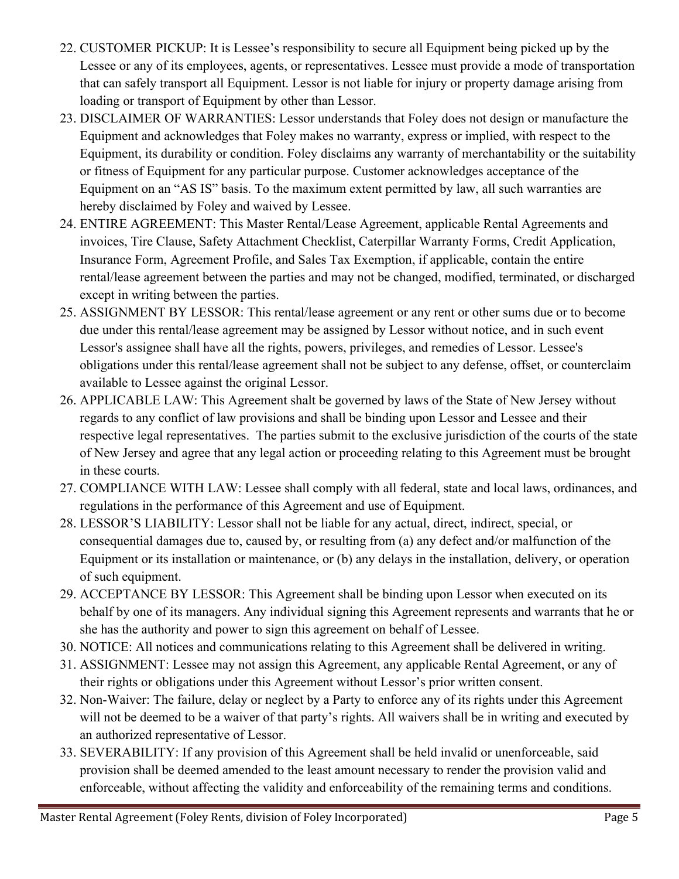22. CUSTOMER PICKUP: It is Lessee's responsibility to secure all Equipment being picked up by the Lessee or any of its employees, agents, or representatives. Lessee must provide a mode of transportation that can safely transport all Equipment. Lessor is not liable for injury or property damage arising from loading or transport of Equipment by other than Lessor.
23. DISCLAIMER OF WARRANTIES: Lessor understands that Foley does not design or manufacture the Equipment and acknowledges that Foley makes no warranty, express or implied, with respect to the Equipment, its durability or condition. Foley disclaims any warranty of merchantability or the suitability or fitness of Equipment for any particular purpose. Customer acknowledges acceptance of the Equipment on an "AS IS" basis. To the maximum extent permitted by law, all such warranties are hereby disclaimed by Foley and waived by Lessee.
24. ENTIRE AGREEMENT: This Master Rental/Lease Agreement, applicable Rental Agreements and invoices, Tire Clause, Safety Attachment Checklist, Caterpillar Warranty Forms, Credit Application, Insurance Form, Agreement Profile, and Sales Tax Exemption, if applicable, contain the entire rental/lease agreement between the parties and may not be changed, modified, terminated, or discharged except in writing between the parties.
25. ASSIGNMENT BY LESSOR: This rental/lease agreement or any rent or other sums due or to become due under this rental/lease agreement may be assigned by Lessor without notice, and in such event Lessor's assignee shall have all the rights, powers, privileges, and remedies of Lessor. Lessee's obligations under this rental/lease agreement shall not be subject to any defense, offset, or counterclaim available to Lessee against the original Lessor.
26. APPLICABLE LAW: This Agreement shalt be governed by laws of the State of New Jersey without regards to any conflict of law provisions and shall be binding upon Lessor and Lessee and their respective legal representatives. The parties submit to the exclusive jurisdiction of the courts of the state of New Jersey and agree that any legal action or proceeding relating to this Agreement must be brought in these courts.
27. COMPLIANCE WITH LAW: Lessee shall comply with all federal, state and local laws, ordinances, and regulations in the performance of this Agreement and use of Equipment.
28. LESSOR'S LIABILITY: Lessor shall not be liable for any actual, direct, indirect, special, or consequential damages due to, caused by, or resulting from (a) any defect and/or malfunction of the Equipment or its installation or maintenance, or (b) any delays in the installation, delivery, or operation of such equipment.
29. ACCEPTANCE BY LESSOR: This Agreement shall be binding upon Lessor when executed on its behalf by one of its managers. Any individual signing this Agreement represents and warrants that he or she has the authority and power to sign this agreement on behalf of Lessee.
30. NOTICE: All notices and communications relating to this Agreement shall be delivered in writing.
31. ASSIGNMENT: Lessee may not assign this Agreement, any applicable Rental Agreement, or any of their rights or obligations under this Agreement without Lessor's prior written consent.
32. Non-Waiver: The failure, delay or neglect by a Party to enforce any of its rights under this Agreement will not be deemed to be a waiver of that party's rights. All waivers shall be in writing and executed by an authorized representative of Lessor.
33. SEVERABILITY: If any provision of this Agreement shall be held invalid or unenforceable, said provision shall be deemed amended to the least amount necessary to render the provision valid and enforceable, without affecting the validity and enforceability of the remaining terms and conditions.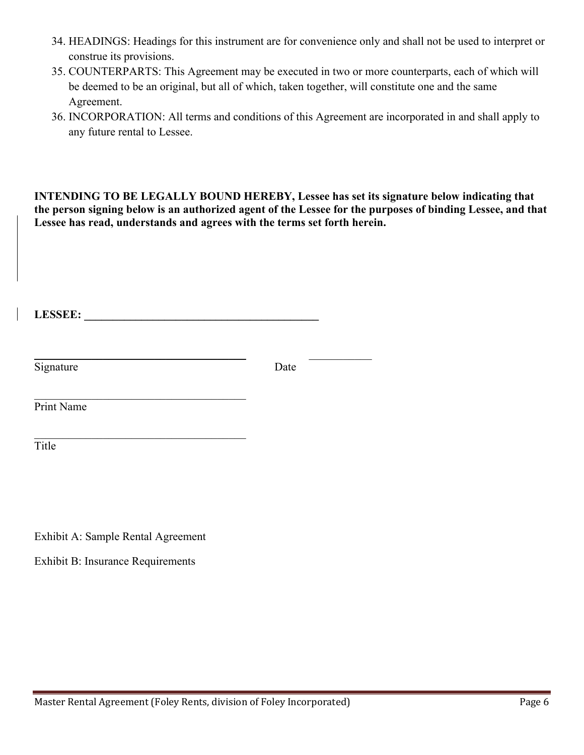34. HEADINGS: Headings for this instrument are for convenience only and shall not be used to interpret or construe its provisions.
35. COUNTERPARTS: This Agreement may be executed in two or more counterparts, each of which will be deemed to be an original, but all of which, taken together, will constitute one and the same Agreement.
36. INCORPORATION: All terms and conditions of this Agreement are incorporated in and shall apply to any future rental to Lessee.

**INTENDING TO BE LEGALLY BOUND HEREBY, Lessee has set its signature below indicating that the person signing below is an authorized agent of the Lessee for the purposes of binding Lessee, and that Lessee has read, understands and agrees with the terms set forth herein.**

**LESSEE: ___________________________________________**

_______________________________________ ___________

Signature Date

_______________________________________

Print Name

_______________________________________

Title

Exhibit A: Sample Rental Agreement

Exhibit B: Insurance Requirements